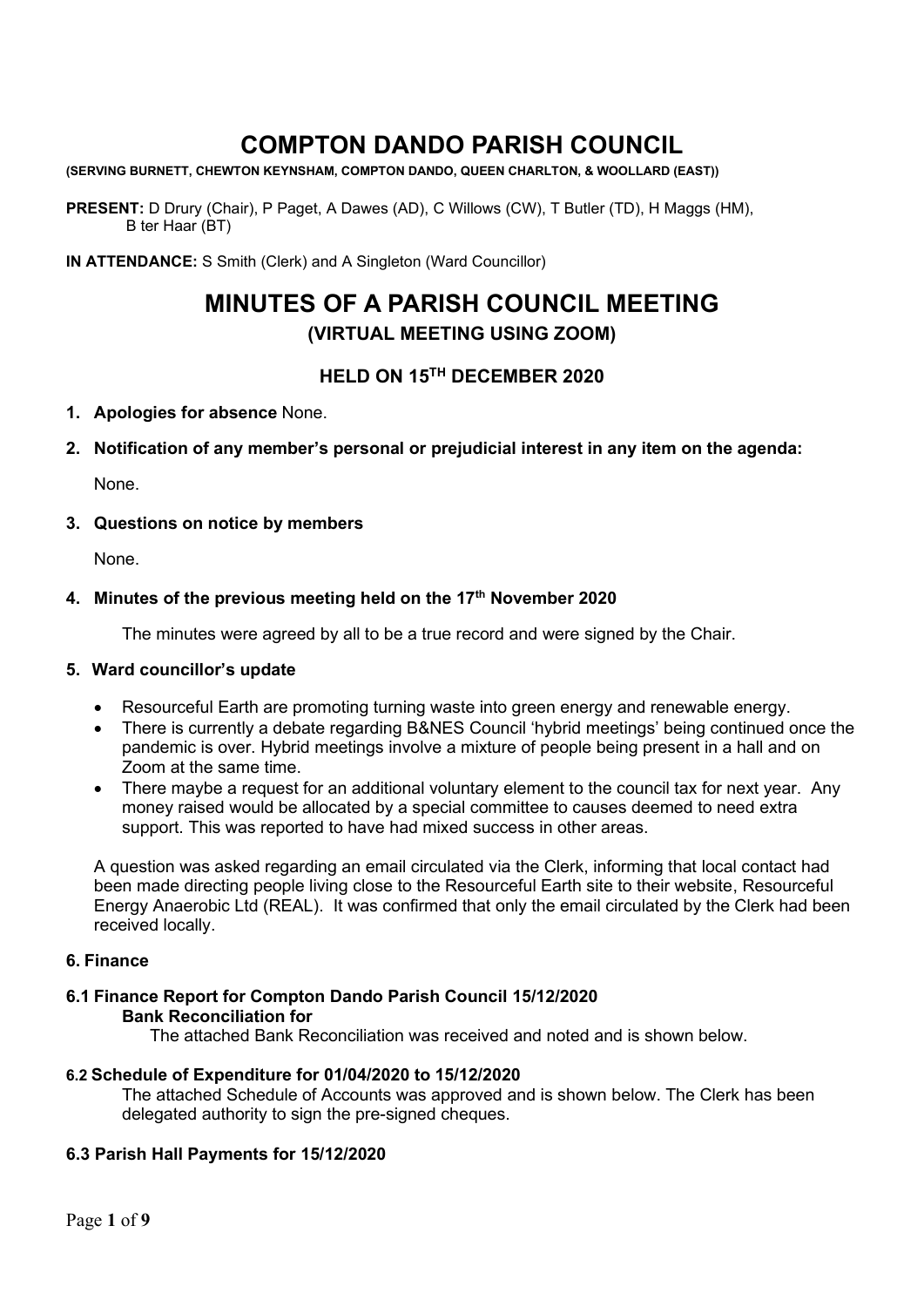# COMPTON DANDO PARISH COUNCIL

**(SERVING BURNETT, CHEWTON KEYNSHAM, COMPTON DANDO, QUEEN CHARLTON, & WOOLLARD (EAST))**

**PRESENT:** D Drury (Chair), P Paget, A Dawes (AD), C Willows (CW), T Butler (TD), H Maggs (HM), B ter Haar (BT)

**IN ATTENDANCE:** S Smith (Clerk) and A Singleton (Ward Councillor)

# MINUTES OF A PARISH COUNCIL MEETING

## (VIRTUAL MEETING USING ZOOM)

### HELD ON 15TH DECEMBER 2020

1. **Apologies for absence** None.

2. **Notification of any member's personal or prejudicial interest in any item on the agenda:**

   None.

3. **Questions on notice by members**

   None.

4. **Minutes of the previous meeting held on the 17th November 2020**

   The minutes were agreed by all to be a true record and were signed by the Chair.

5. **Ward councillor's update**

   - Resourceful Earth are promoting turning waste into green energy and renewable energy.
   - There is currently a debate regarding B&NES Council 'hybrid meetings' being continued once the pandemic is over. Hybrid meetings involve a mixture of people being present in a hall and on Zoom at the same time.
   - There maybe a request for an additional voluntary element to the council tax for next year. Any money raised would be allocated by a special committee to causes deemed to need extra support. This was reported to have had mixed success in other areas.

   A question was asked regarding an email circulated via the Clerk, informing that local contact had been made directing people living close to the Resourceful Earth site to their website, Resourceful Energy Anaerobic Ltd (REAL). It was confirmed that only the email circulated by the Clerk had been received locally.

**6. Finance**

**6.1 Finance Report for Compton Dando Parish Council 15/12/2020**
**Bank Reconciliation for**

The attached Bank Reconciliation was received and noted and is shown below.

**6.2 Schedule of Expenditure for 01/04/2020 to 15/12/2020**

The attached Schedule of Accounts was approved and is shown below. The Clerk has been delegated authority to sign the pre-signed cheques.

**6.3 Parish Hall Payments for 15/12/2020**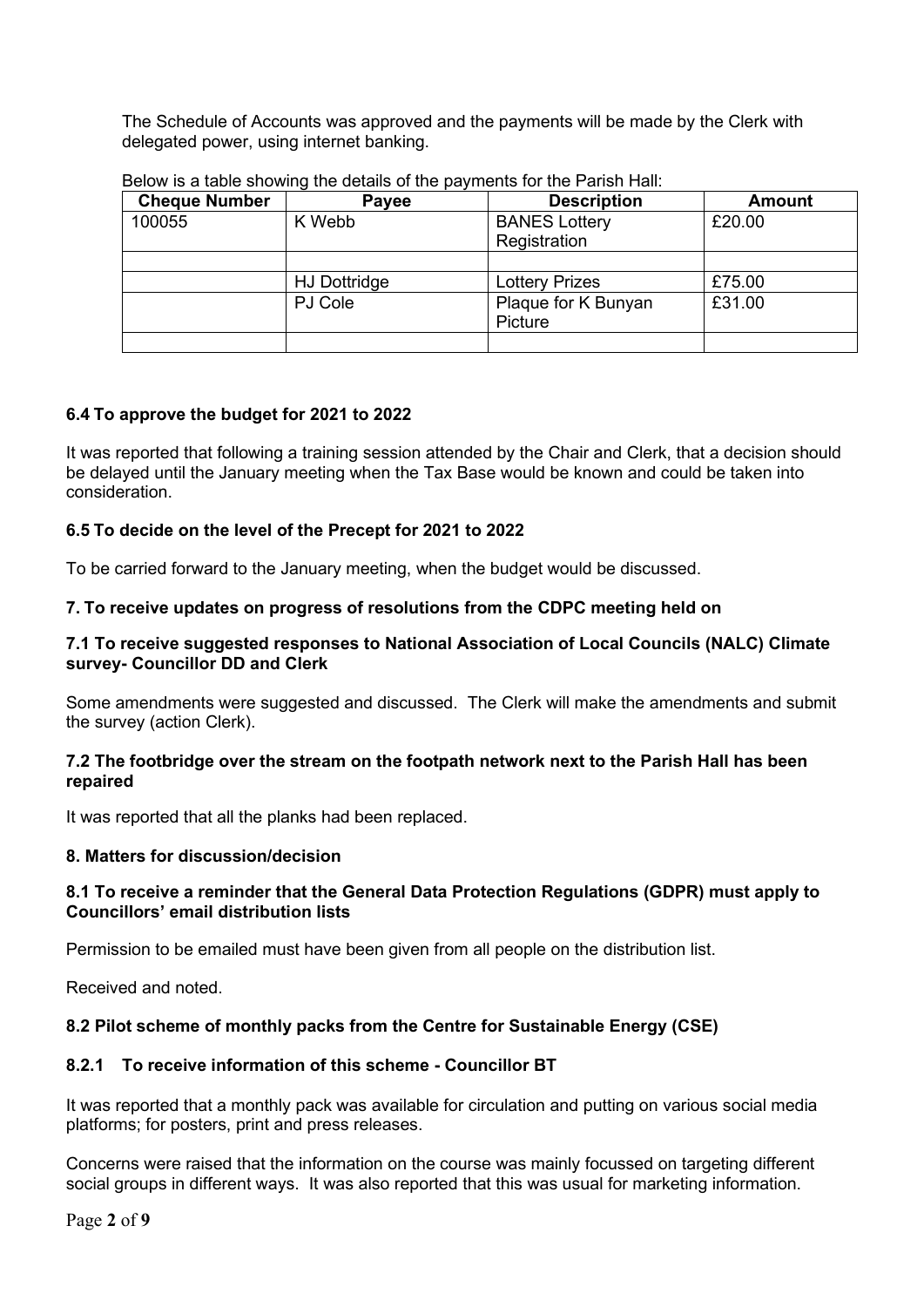The Schedule of Accounts was approved and the payments will be made by the Clerk with delegated power, using internet banking.

Below is a table showing the details of the payments for the Parish Hall:

| Cheque Number | Payee | Description | Amount |
|---|---|---|---|
| 100055 | K Webb | BANES Lottery Registration | £20.00 |
| | | | |
| | HJ Dottridge | Lottery Prizes | £75.00 |
| | PJ Cole | Plaque for K Bunyan Picture | £31.00 |
| | | | |

### 6.4 To approve the budget for 2021 to 2022

It was reported that following a training session attended by the Chair and Clerk, that a decision should be delayed until the January meeting when the Tax Base would be known and could be taken into consideration.

### 6.5 To decide on the level of the Precept for 2021 to 2022

To be carried forward to the January meeting, when the budget would be discussed.

### 7. To receive updates on progress of resolutions from the CDPC meeting held on

### 7.1 To receive suggested responses to National Association of Local Councils (NALC) Climate survey- Councillor DD and Clerk

Some amendments were suggested and discussed. The Clerk will make the amendments and submit the survey (action Clerk).

### 7.2 The footbridge over the stream on the footpath network next to the Parish Hall has been repaired

It was reported that all the planks had been replaced.

### 8. Matters for discussion/decision

### 8.1 To receive a reminder that the General Data Protection Regulations (GDPR) must apply to Councillors' email distribution lists

Permission to be emailed must have been given from all people on the distribution list.

Received and noted.

### 8.2 Pilot scheme of monthly packs from the Centre for Sustainable Energy (CSE)

### 8.2.1 To receive information of this scheme - Councillor BT

It was reported that a monthly pack was available for circulation and putting on various social media platforms; for posters, print and press releases.

Concerns were raised that the information on the course was mainly focussed on targeting different social groups in different ways. It was also reported that this was usual for marketing information.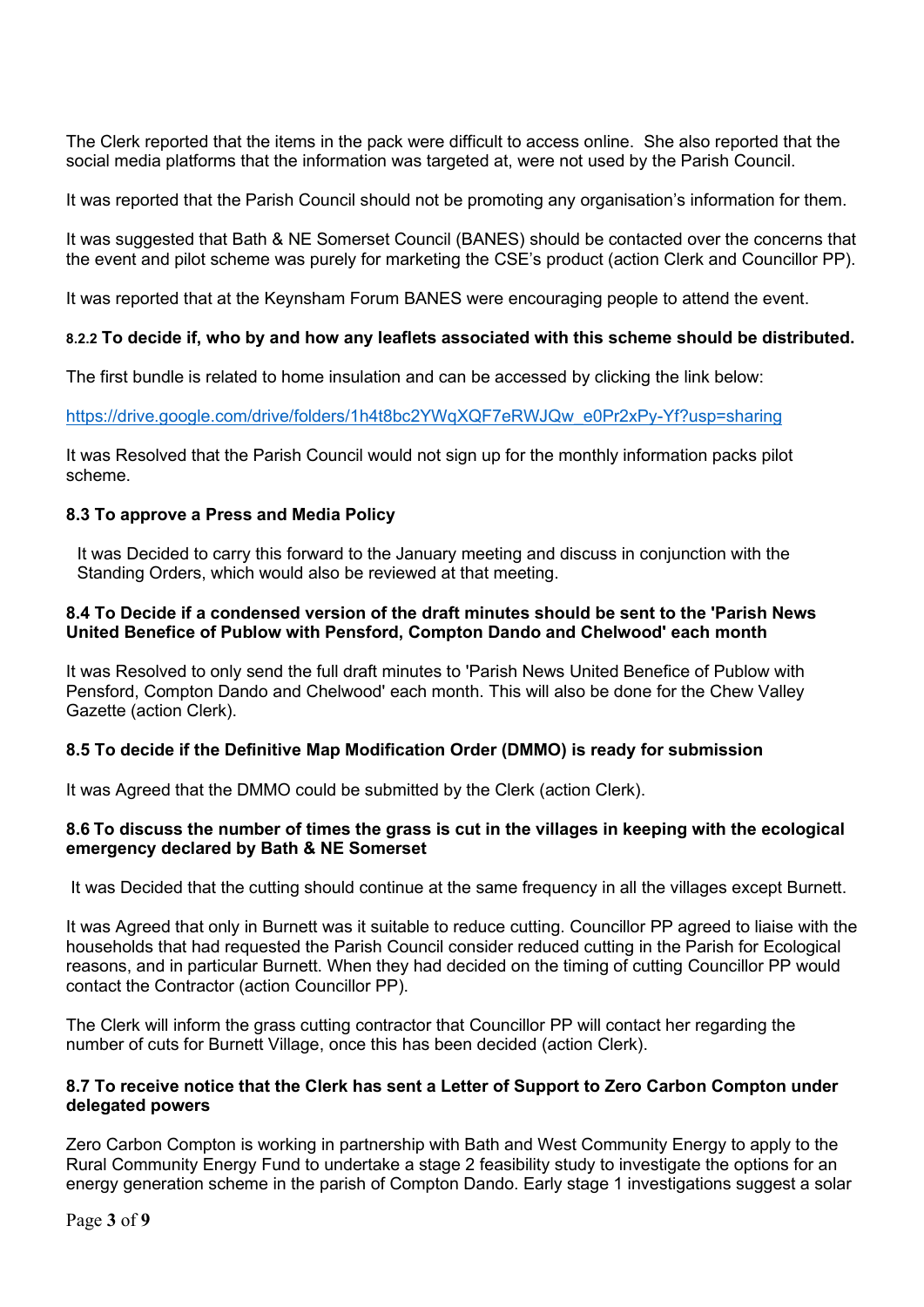The Clerk reported that the items in the pack were difficult to access online. She also reported that the social media platforms that the information was targeted at, were not used by the Parish Council.

It was reported that the Parish Council should not be promoting any organisation's information for them.

It was suggested that Bath & NE Somerset Council (BANES) should be contacted over the concerns that the event and pilot scheme was purely for marketing the CSE's product (action Clerk and Councillor PP).

It was reported that at the Keynsham Forum BANES were encouraging people to attend the event.

**8.2.2 To decide if, who by and how any leaflets associated with this scheme should be distributed.**

The first bundle is related to home insulation and can be accessed by clicking the link below:

https://drive.google.com/drive/folders/1h4t8bc2YWqXQF7eRWJQw_e0Pr2xPy-Yf?usp=sharing

It was Resolved that the Parish Council would not sign up for the monthly information packs pilot scheme.

**8.3 To approve a Press and Media Policy**

It was Decided to carry this forward to the January meeting and discuss in conjunction with the Standing Orders, which would also be reviewed at that meeting.

**8.4 To Decide if a condensed version of the draft minutes should be sent to the 'Parish News United Benefice of Publow with Pensford, Compton Dando and Chelwood' each month**

It was Resolved to only send the full draft minutes to 'Parish News United Benefice of Publow with Pensford, Compton Dando and Chelwood' each month. This will also be done for the Chew Valley Gazette (action Clerk).

**8.5 To decide if the Definitive Map Modification Order (DMMO) is ready for submission**

It was Agreed that the DMMO could be submitted by the Clerk (action Clerk).

**8.6 To discuss the number of times the grass is cut in the villages in keeping with the ecological emergency declared by Bath & NE Somerset**

It was Decided that the cutting should continue at the same frequency in all the villages except Burnett.

It was Agreed that only in Burnett was it suitable to reduce cutting. Councillor PP agreed to liaise with the households that had requested the Parish Council consider reduced cutting in the Parish for Ecological reasons, and in particular Burnett. When they had decided on the timing of cutting Councillor PP would contact the Contractor (action Councillor PP).

The Clerk will inform the grass cutting contractor that Councillor PP will contact her regarding the number of cuts for Burnett Village, once this has been decided (action Clerk).

**8.7 To receive notice that the Clerk has sent a Letter of Support to Zero Carbon Compton under delegated powers**

Zero Carbon Compton is working in partnership with Bath and West Community Energy to apply to the Rural Community Energy Fund to undertake a stage 2 feasibility study to investigate the options for an energy generation scheme in the parish of Compton Dando. Early stage 1 investigations suggest a solar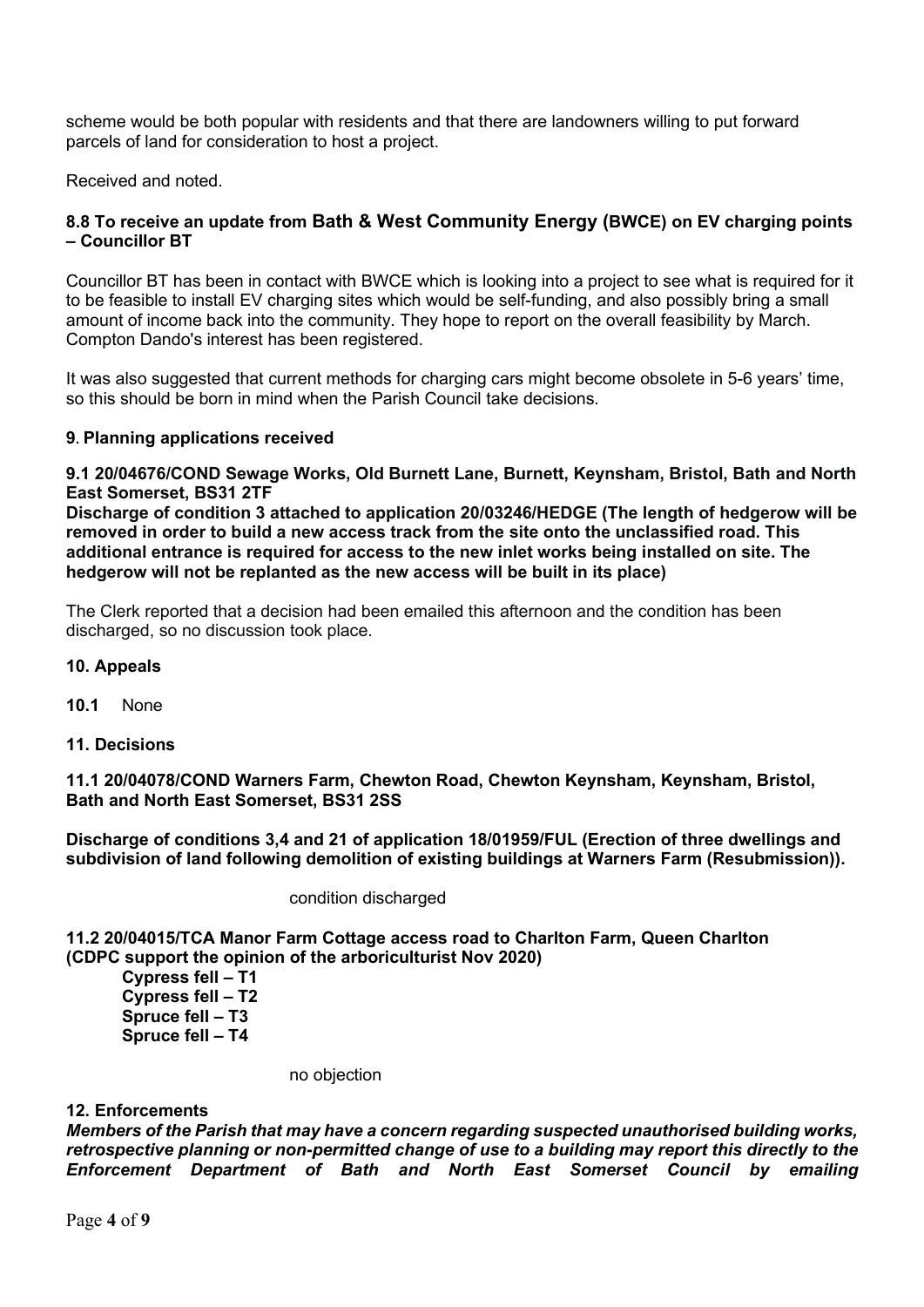scheme would be both popular with residents and that there are landowners willing to put forward parcels of land for consideration to host a project.

Received and noted.

**8.8 To receive an update from Bath & West Community Energy (BWCE) on EV charging points – Councillor BT**

Councillor BT has been in contact with BWCE which is looking into a project to see what is required for it to be feasible to install EV charging sites which would be self-funding, and also possibly bring a small amount of income back into the community. They hope to report on the overall feasibility by March. Compton Dando's interest has been registered.

It was also suggested that current methods for charging cars might become obsolete in 5-6 years' time, so this should be born in mind when the Parish Council take decisions.

**9. Planning applications received**

**9.1 20/04676/COND Sewage Works, Old Burnett Lane, Burnett, Keynsham, Bristol, Bath and North East Somerset, BS31 2TF**
**Discharge of condition 3 attached to application 20/03246/HEDGE (The length of hedgerow will be removed in order to build a new access track from the site onto the unclassified road. This additional entrance is required for access to the new inlet works being installed on site. The hedgerow will not be replanted as the new access will be built in its place)**

The Clerk reported that a decision had been emailed this afternoon and the condition has been discharged, so no discussion took place.

**10. Appeals**

**10.1** None

**11. Decisions**

**11.1 20/04078/COND Warners Farm, Chewton Road, Chewton Keynsham, Keynsham, Bristol, Bath and North East Somerset, BS31 2SS**

**Discharge of conditions 3,4 and 21 of application 18/01959/FUL (Erection of three dwellings and subdivision of land following demolition of existing buildings at Warners Farm (Resubmission)).**

condition discharged

**11.2 20/04015/TCA Manor Farm Cottage access road to Charlton Farm, Queen Charlton (CDPC support the opinion of the arboriculturist Nov 2020)**

**Cypress fell – T1**
**Cypress fell – T2**
**Spruce fell – T3**
**Spruce fell – T4**

no objection

**12. Enforcements**
***Members of the Parish that may have a concern regarding suspected unauthorised building works, retrospective planning or non-permitted change of use to a building may report this directly to the Enforcement Department of Bath and North East Somerset Council by emailing***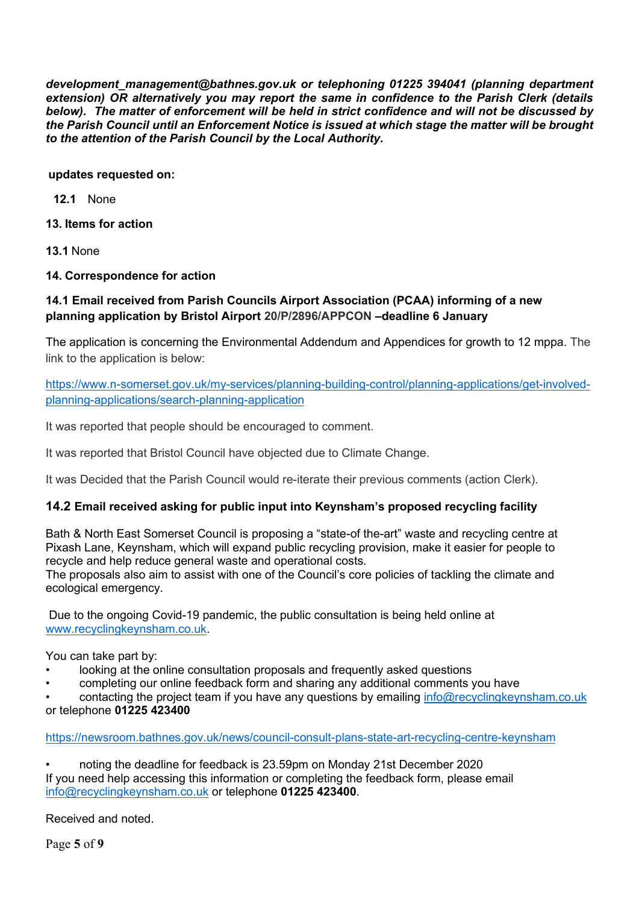***development_management@bathnes.gov.uk or telephoning 01225 394041 (planning department extension) OR alternatively you may report the same in confidence to the Parish Clerk (details below). The matter of enforcement will be held in strict confidence and will not be discussed by the Parish Council until an Enforcement Notice is issued at which stage the matter will be brought to the attention of the Parish Council by the Local Authority.***

**updates requested on:**

**12.1** None

**13. Items for action**

**13.1** None

**14. Correspondence for action**

**14.1 Email received from Parish Councils Airport Association (PCAA) informing of a new planning application by Bristol Airport 20/P/2896/APPCON –deadline 6 January**

The application is concerning the Environmental Addendum and Appendices for growth to 12 mppa. The link to the application is below:

https://www.n-somerset.gov.uk/my-services/planning-building-control/planning-applications/get-involved-planning-applications/search-planning-application

It was reported that people should be encouraged to comment.

It was reported that Bristol Council have objected due to Climate Change.

It was Decided that the Parish Council would re-iterate their previous comments (action Clerk).

**14.2 Email received asking for public input into Keynsham's proposed recycling facility**

Bath & North East Somerset Council is proposing a "state-of the-art" waste and recycling centre at Pixash Lane, Keynsham, which will expand public recycling provision, make it easier for people to recycle and help reduce general waste and operational costs.
The proposals also aim to assist with one of the Council's core policies of tackling the climate and ecological emergency.

Due to the ongoing Covid-19 pandemic, the public consultation is being held online at www.recyclingkeynsham.co.uk.

You can take part by:

- looking at the online consultation proposals and frequently asked questions
- completing our online feedback form and sharing any additional comments you have
- contacting the project team if you have any questions by emailing info@recyclingkeynsham.co.uk

or telephone **01225 423400**

https://newsroom.bathnes.gov.uk/news/council-consult-plans-state-art-recycling-centre-keynsham

- noting the deadline for feedback is 23.59pm on Monday 21st December 2020

If you need help accessing this information or completing the feedback form, please email info@recyclingkeynsham.co.uk or telephone **01225 423400**.

Received and noted.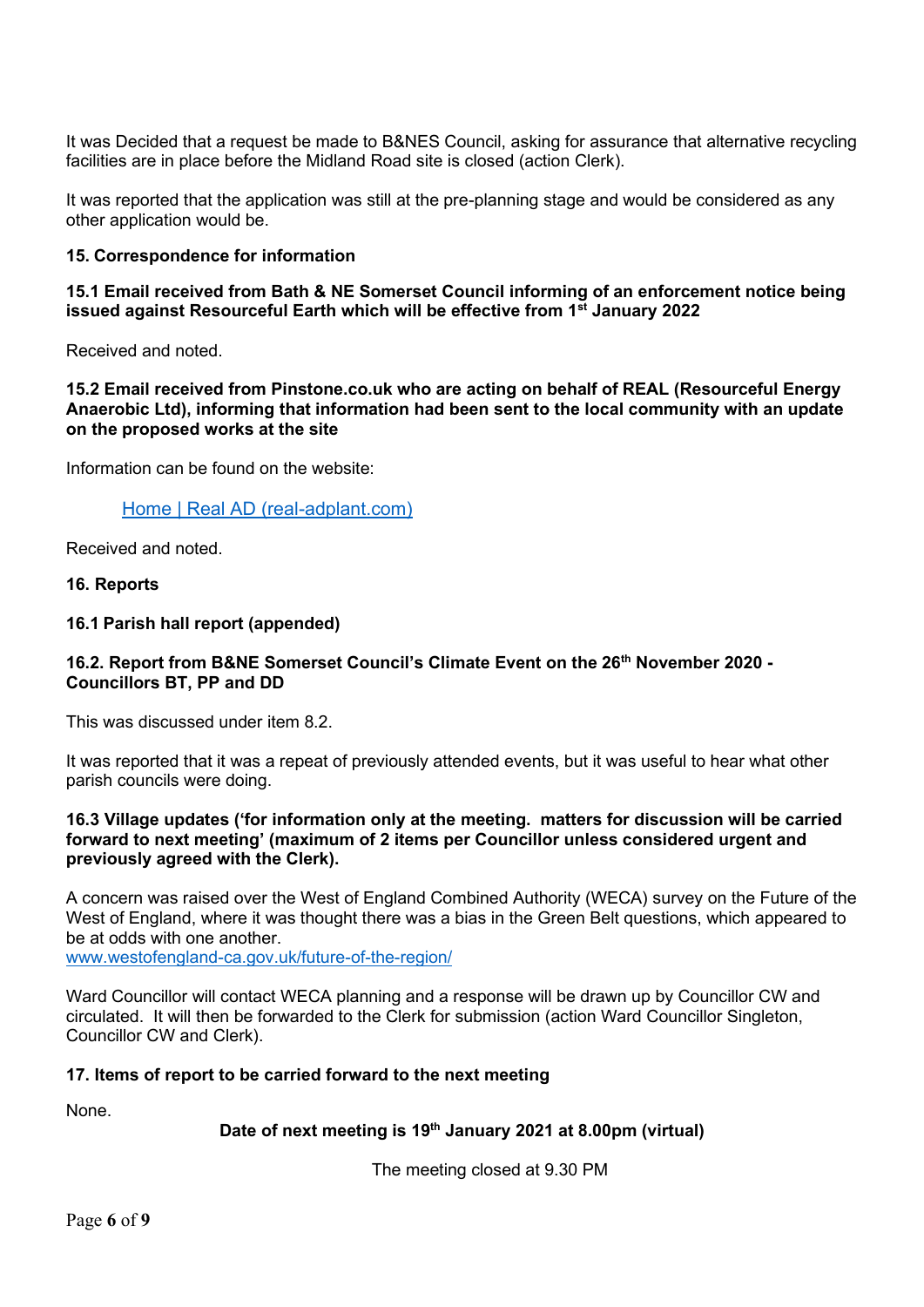It was Decided that a request be made to B&NES Council, asking for assurance that alternative recycling facilities are in place before the Midland Road site is closed (action Clerk).

It was reported that the application was still at the pre-planning stage and would be considered as any other application would be.

**15. Correspondence for information**

**15.1 Email received from Bath & NE Somerset Council informing of an enforcement notice being issued against Resourceful Earth which will be effective from 1st January 2022**

Received and noted.

**15.2 Email received from Pinstone.co.uk who are acting on behalf of REAL (Resourceful Energy Anaerobic Ltd), informing that information had been sent to the local community with an update on the proposed works at the site**

Information can be found on the website:

Home | Real AD (real-adplant.com)

Received and noted.

**16. Reports**

**16.1 Parish hall report (appended)**

**16.2. Report from B&NE Somerset Council's Climate Event on the 26th November 2020 - Councillors BT, PP and DD**

This was discussed under item 8.2.

It was reported that it was a repeat of previously attended events, but it was useful to hear what other parish councils were doing.

**16.3 Village updates ('for information only at the meeting. matters for discussion will be carried forward to next meeting' (maximum of 2 items per Councillor unless considered urgent and previously agreed with the Clerk).**

A concern was raised over the West of England Combined Authority (WECA) survey on the Future of the West of England, where it was thought there was a bias in the Green Belt questions, which appeared to be at odds with one another.
www.westofengland-ca.gov.uk/future-of-the-region/

Ward Councillor will contact WECA planning and a response will be drawn up by Councillor CW and circulated. It will then be forwarded to the Clerk for submission (action Ward Councillor Singleton, Councillor CW and Clerk).

**17. Items of report to be carried forward to the next meeting**

None.

**Date of next meeting is 19th January 2021 at 8.00pm (virtual)**

The meeting closed at 9.30 PM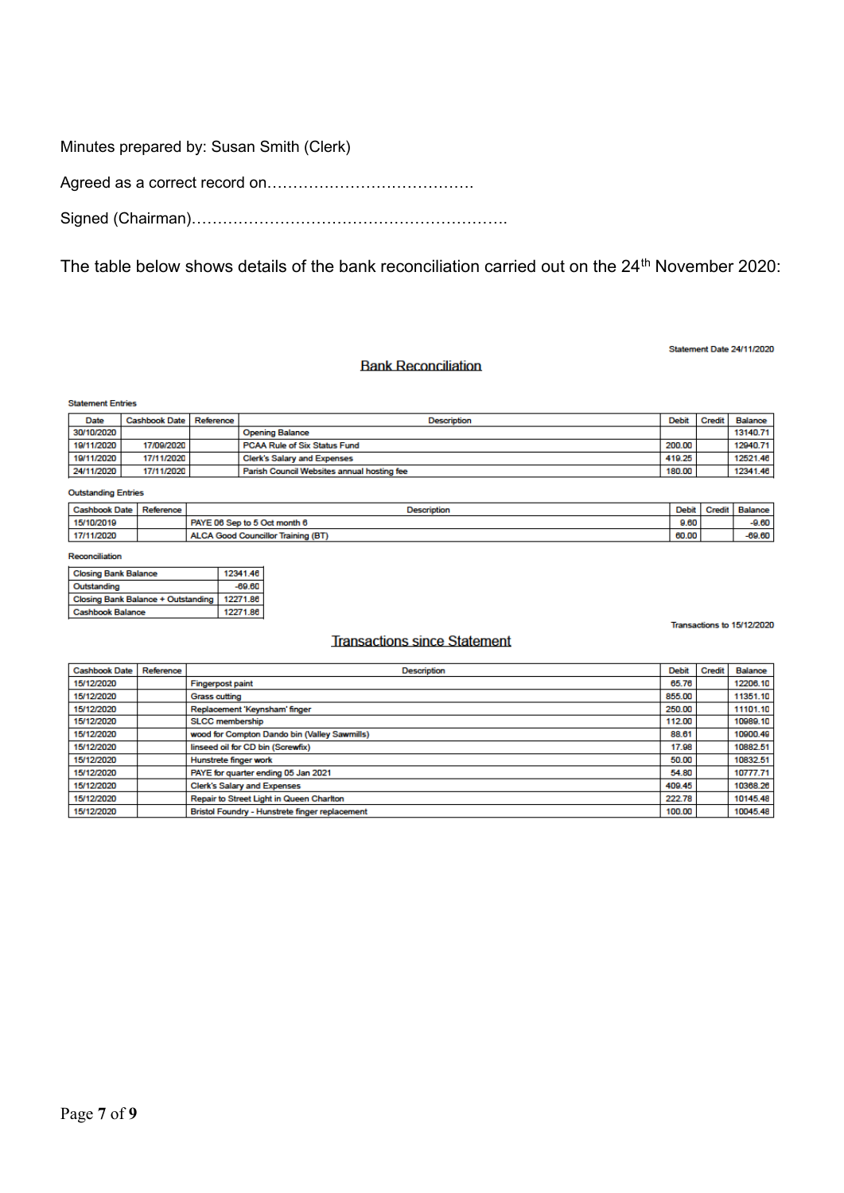Minutes prepared by: Susan Smith (Clerk)

Agreed as a correct record on…………………………………

Signed (Chairman)…………………………………………………..

The table below shows details of the bank reconciliation carried out on the 24th November 2020:

Statement Date 24/11/2020

## Bank Reconciliation

**Statement Entries**

| Date | Cashbook Date | Reference | Description | Debit | Credit | Balance |
|---|---|---|---|---|---|---|
| 30/10/2020 | | | Opening Balance | | | 13140.71 |
| 19/11/2020 | 17/09/2020 | | PCAA Rule of Six Status Fund | 200.00 | | 12940.71 |
| 19/11/2020 | 17/11/2020 | | Clerk's Salary and Expenses | 419.25 | | 12521.46 |
| 24/11/2020 | 17/11/2020 | | Parish Council Websites annual hosting fee | 180.00 | | 12341.46 |

**Outstanding Entries**

| Cashbook Date | Reference | Description | Debit | Credit | Balance |
|---|---|---|---|---|---|
| 15/10/2019 | | PAYE 06 Sep to 5 Oct month 6 | 9.60 | | -9.60 |
| 17/11/2020 | | ALCA Good Councillor Training (BT) | 60.00 | | -69.60 |

**Reconciliation**

| | |
|---|---|
| Closing Bank Balance | 12341.46 |
| Outstanding | -69.60 |
| Closing Bank Balance + Outstanding | 12271.86 |
| Cashbook Balance | 12271.86 |

Transactions to 15/12/2020

## Transactions since Statement

| Cashbook Date | Reference | Description | Debit | Credit | Balance |
|---|---|---|---|---|---|
| 15/12/2020 | | Fingerpost paint | 65.76 | | 12206.10 |
| 15/12/2020 | | Grass cutting | 855.00 | | 11351.10 |
| 15/12/2020 | | Replacement 'Keynsham' finger | 250.00 | | 11101.10 |
| 15/12/2020 | | SLCC membership | 112.00 | | 10989.10 |
| 15/12/2020 | | wood for Compton Dando bin (Valley Sawmills) | 88.61 | | 10900.49 |
| 15/12/2020 | | linseed oil for CD bin (Screwfix) | 17.98 | | 10882.51 |
| 15/12/2020 | | Hunstrete finger work | 50.00 | | 10832.51 |
| 15/12/2020 | | PAYE for quarter ending 05 Jan 2021 | 54.80 | | 10777.71 |
| 15/12/2020 | | Clerk's Salary and Expenses | 409.45 | | 10368.26 |
| 15/12/2020 | | Repair to Street Light in Queen Charlton | 222.78 | | 10145.48 |
| 15/12/2020 | | Bristol Foundry - Hunstrete finger replacement | 100.00 | | 10045.48 |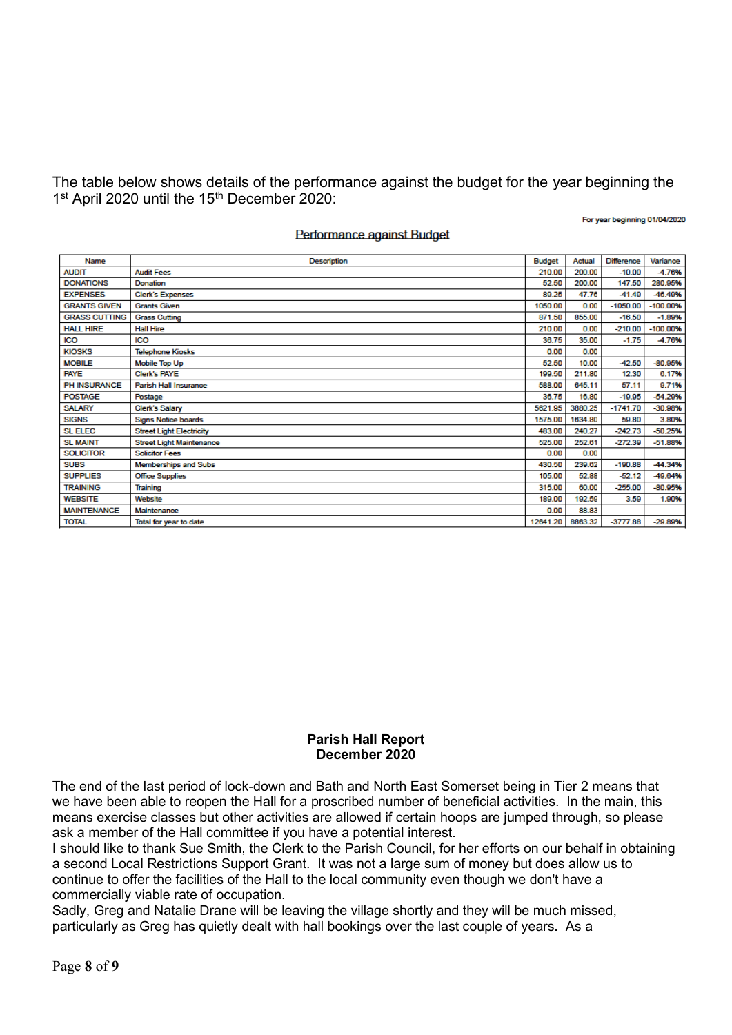The table below shows details of the performance against the budget for the year beginning the 1st April 2020 until the 15th December 2020:

For year beginning 01/04/2020

Performance against Budget

| Name | Description | Budget | Actual | Difference | Variance |
|---|---|---|---|---|---|
| AUDIT | Audit Fees | 210.00 | 200.00 | -10.00 | -4.76% |
| DONATIONS | Donation | 52.50 | 200.00 | 147.50 | 280.95% |
| EXPENSES | Clerk's Expenses | 89.25 | 47.76 | -41.49 | -46.49% |
| GRANTS GIVEN | Grants Given | 1050.00 | 0.00 | -1050.00 | -100.00% |
| GRASS CUTTING | Grass Cutting | 871.50 | 855.00 | -16.50 | -1.89% |
| HALL HIRE | Hall Hire | 210.00 | 0.00 | -210.00 | -100.00% |
| ICO | ICO | 36.75 | 35.00 | -1.75 | -4.76% |
| KIOSKS | Telephone Kiosks | 0.00 | 0.00 | | |
| MOBILE | Mobile Top Up | 52.50 | 10.00 | -42.50 | -80.95% |
| PAYE | Clerk's PAYE | 199.50 | 211.80 | 12.30 | 6.17% |
| PH INSURANCE | Parish Hall Insurance | 588.00 | 645.11 | 57.11 | 9.71% |
| POSTAGE | Postage | 36.75 | 16.80 | -19.95 | -54.29% |
| SALARY | Clerk's Salary | 5621.95 | 3880.25 | -1741.70 | -30.98% |
| SIGNS | Signs Notice boards | 1575.00 | 1634.80 | 59.80 | 3.80% |
| SL ELEC | Street Light Electricity | 483.00 | 240.27 | -242.73 | -50.25% |
| SL MAINT | Street Light Maintenance | 525.00 | 252.61 | -272.39 | -51.88% |
| SOLICITOR | Solicitor Fees | 0.00 | 0.00 | | |
| SUBS | Memberships and Subs | 430.50 | 239.62 | -190.88 | -44.34% |
| SUPPLIES | Office Supplies | 105.00 | 52.88 | -52.12 | -49.64% |
| TRAINING | Training | 315.00 | 60.00 | -255.00 | -80.95% |
| WEBSITE | Website | 189.00 | 192.59 | 3.59 | 1.90% |
| MAINTENANCE | Maintenance | 0.00 | 88.83 | | |
| TOTAL | Total for year to date | 12641.20 | 8863.32 | -3777.88 | -29.89% |

**Parish Hall Report**
**December 2020**

The end of the last period of lock-down and Bath and North East Somerset being in Tier 2 means that we have been able to reopen the Hall for a proscribed number of beneficial activities. In the main, this means exercise classes but other activities are allowed if certain hoops are jumped through, so please ask a member of the Hall committee if you have a potential interest.

I should like to thank Sue Smith, the Clerk to the Parish Council, for her efforts on our behalf in obtaining a second Local Restrictions Support Grant. It was not a large sum of money but does allow us to continue to offer the facilities of the Hall to the local community even though we don't have a commercially viable rate of occupation.

Sadly, Greg and Natalie Drane will be leaving the village shortly and they will be much missed, particularly as Greg has quietly dealt with hall bookings over the last couple of years. As a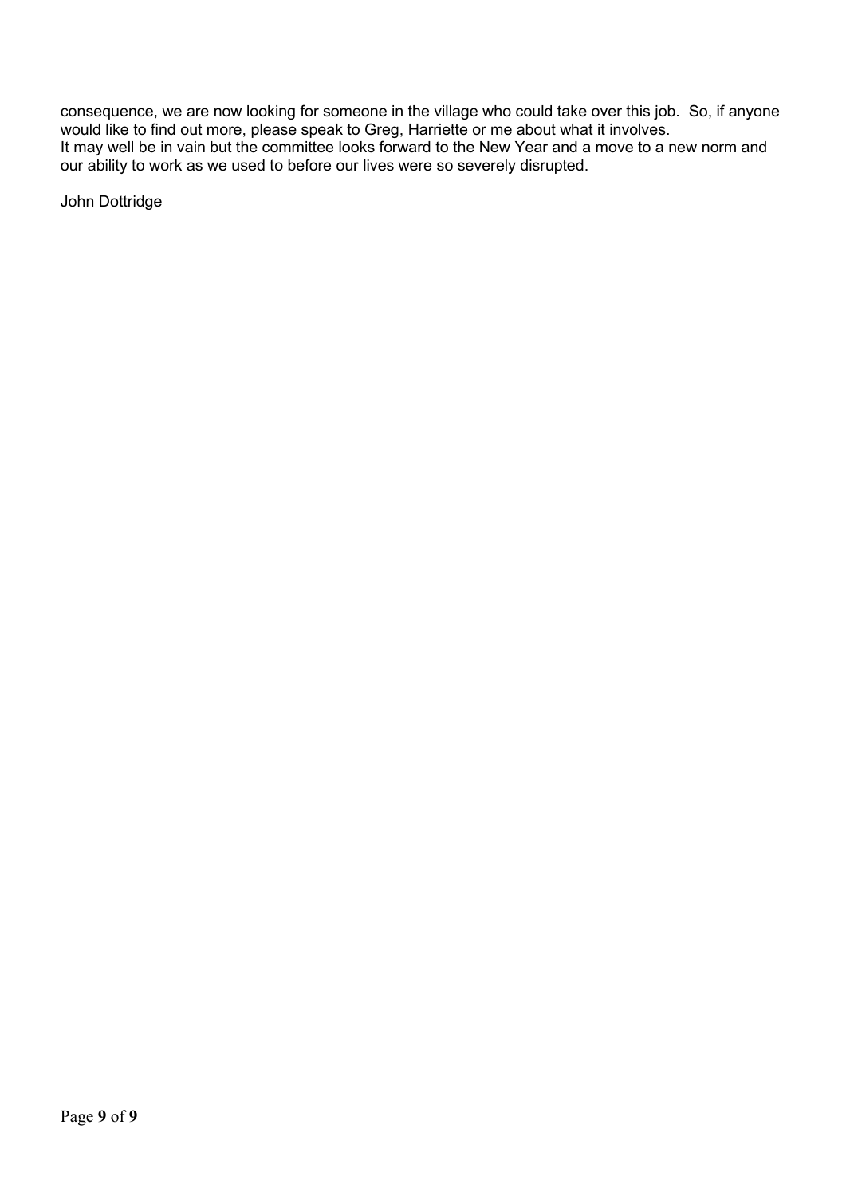consequence, we are now looking for someone in the village who could take over this job. So, if anyone would like to find out more, please speak to Greg, Harriette or me about what it involves.
It may well be in vain but the committee looks forward to the New Year and a move to a new norm and our ability to work as we used to before our lives were so severely disrupted.

John Dottridge